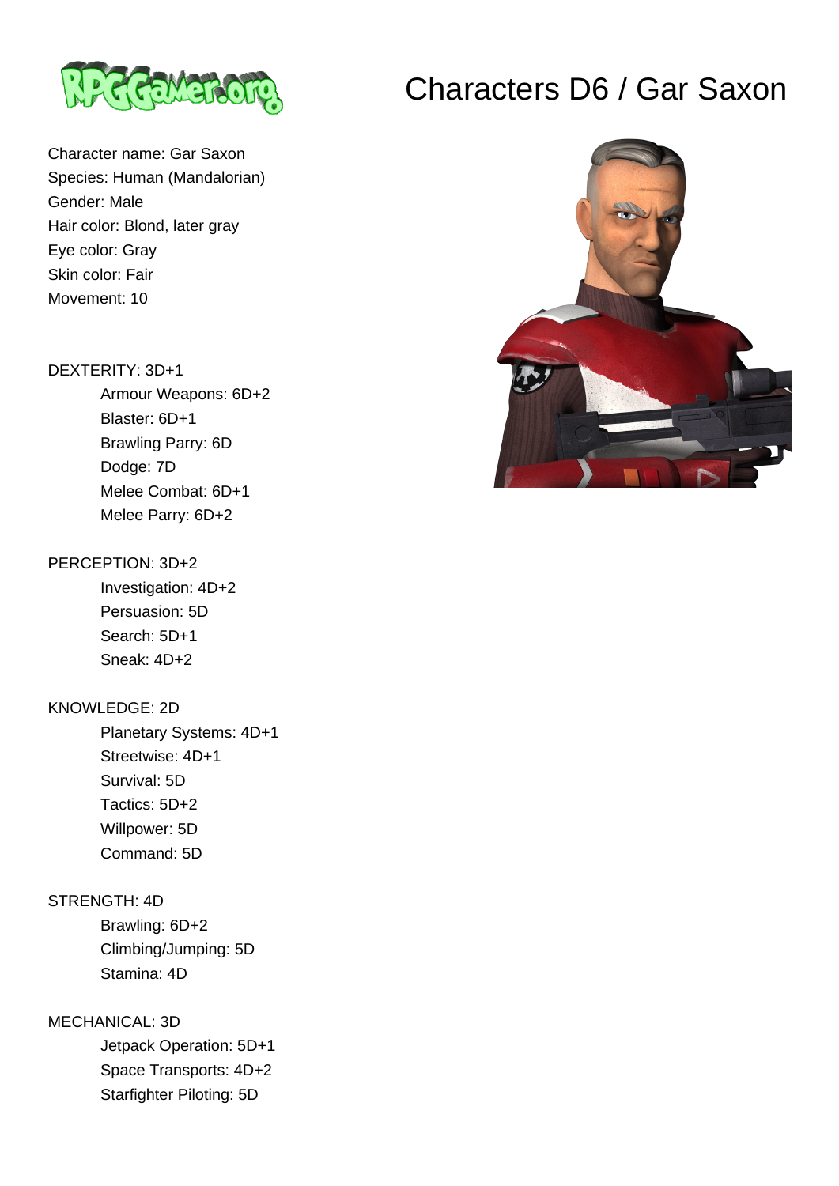# Characters D6 / Gar Saxon

Character name: Gar Saxon
Species: Human (Mandalorian)
Gender: Male
Hair color: Blond, later gray
Eye color: Gray
Skin color: Fair
Movement: 10

DEXTERITY: 3D+1
- Armour Weapons: 6D+2
- Blaster: 6D+1
- Brawling Parry: 6D
- Dodge: 7D
- Melee Combat: 6D+1
- Melee Parry: 6D+2

PERCEPTION: 3D+2
- Investigation: 4D+2
- Persuasion: 5D
- Search: 5D+1
- Sneak: 4D+2

KNOWLEDGE: 2D
- Planetary Systems: 4D+1
- Streetwise: 4D+1
- Survival: 5D
- Tactics: 5D+2
- Willpower: 5D
- Command: 5D

STRENGTH: 4D
- Brawling: 6D+2
- Climbing/Jumping: 5D
- Stamina: 4D

MECHANICAL: 3D
- Jetpack Operation: 5D+1
- Space Transports: 4D+2
- Starfighter Piloting: 5D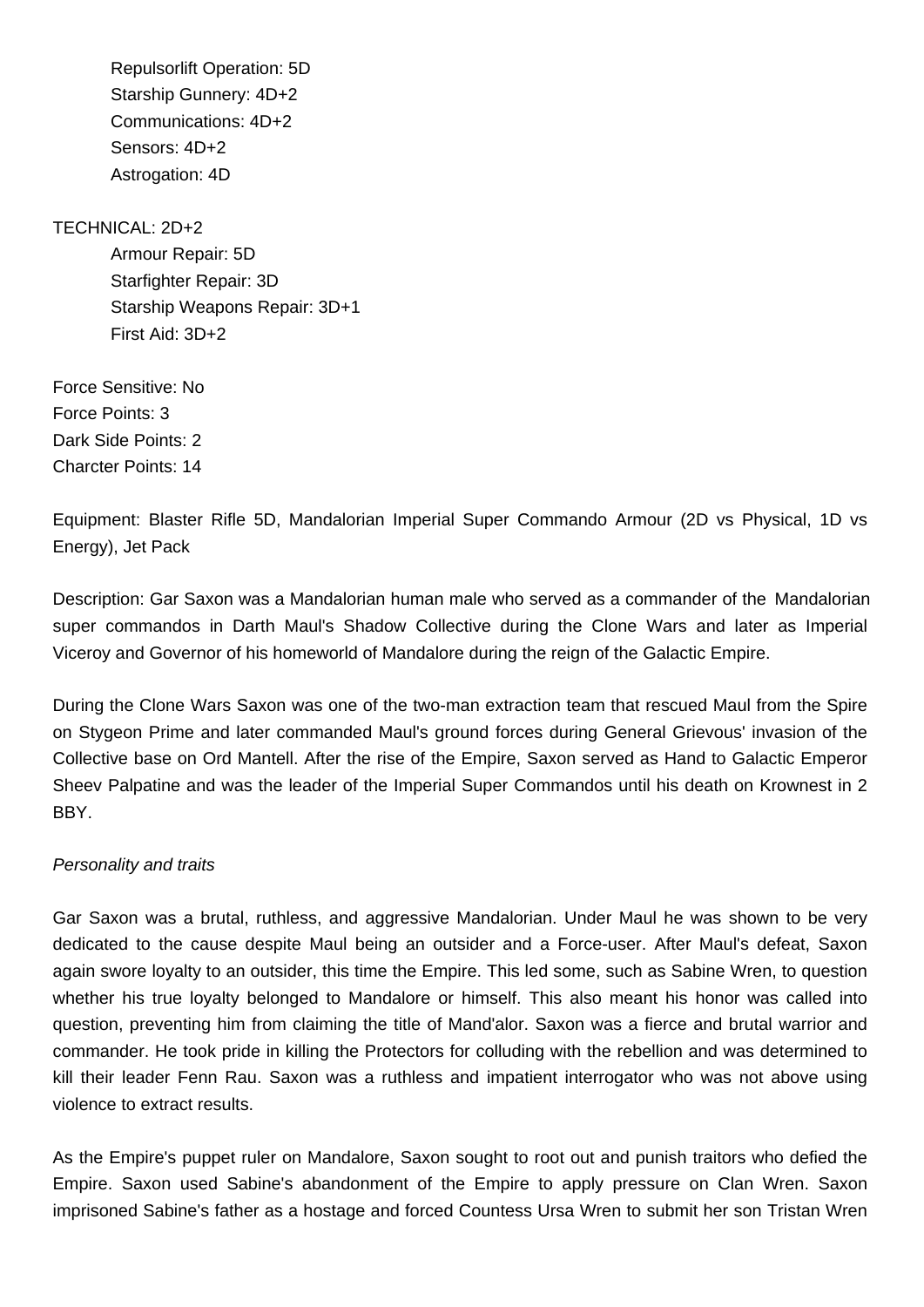Repulsorlift Operation: 5D
Starship Gunnery: 4D+2
Communications: 4D+2
Sensors: 4D+2
Astrogation: 4D

TECHNICAL: 2D+2
Armour Repair: 5D
Starfighter Repair: 3D
Starship Weapons Repair: 3D+1
First Aid: 3D+2

Force Sensitive: No
Force Points: 3
Dark Side Points: 2
Charcter Points: 14

Equipment: Blaster Rifle 5D, Mandalorian Imperial Super Commando Armour (2D vs Physical, 1D vs Energy), Jet Pack

Description: Gar Saxon was a Mandalorian human male who served as a commander of the Mandalorian super commandos in Darth Maul's Shadow Collective during the Clone Wars and later as Imperial Viceroy and Governor of his homeworld of Mandalore during the reign of the Galactic Empire.

During the Clone Wars Saxon was one of the two-man extraction team that rescued Maul from the Spire on Stygeon Prime and later commanded Maul's ground forces during General Grievous' invasion of the Collective base on Ord Mantell. After the rise of the Empire, Saxon served as Hand to Galactic Emperor Sheev Palpatine and was the leader of the Imperial Super Commandos until his death on Krownest in 2 BBY.

*Personality and traits*

Gar Saxon was a brutal, ruthless, and aggressive Mandalorian. Under Maul he was shown to be very dedicated to the cause despite Maul being an outsider and a Force-user. After Maul's defeat, Saxon again swore loyalty to an outsider, this time the Empire. This led some, such as Sabine Wren, to question whether his true loyalty belonged to Mandalore or himself. This also meant his honor was called into question, preventing him from claiming the title of Mand'alor. Saxon was a fierce and brutal warrior and commander. He took pride in killing the Protectors for colluding with the rebellion and was determined to kill their leader Fenn Rau. Saxon was a ruthless and impatient interrogator who was not above using violence to extract results.

As the Empire's puppet ruler on Mandalore, Saxon sought to root out and punish traitors who defied the Empire. Saxon used Sabine's abandonment of the Empire to apply pressure on Clan Wren. Saxon imprisoned Sabine's father as a hostage and forced Countess Ursa Wren to submit her son Tristan Wren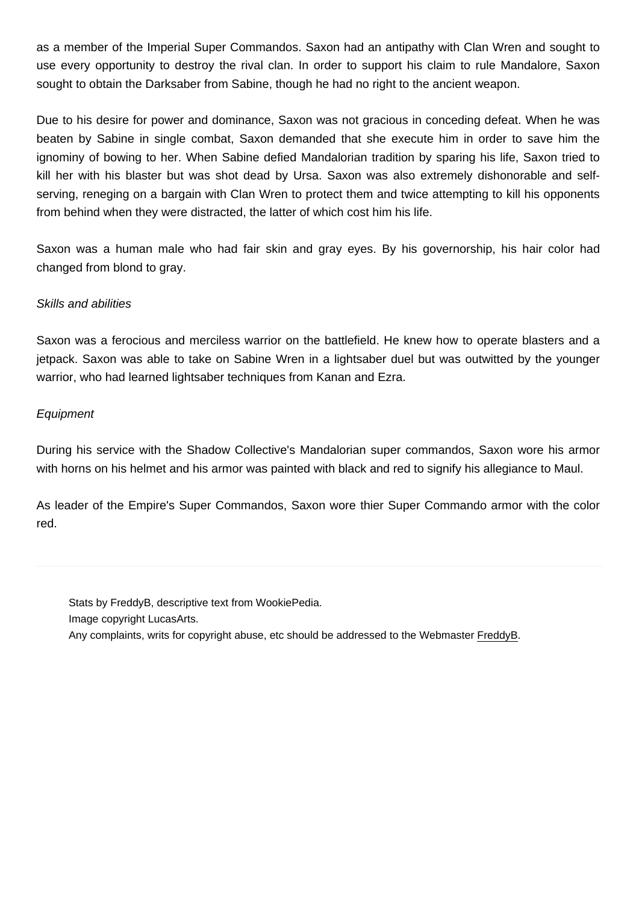as a member of the Imperial Super Commandos. Saxon had an antipathy with Clan Wren and sought to use every opportunity to destroy the rival clan. In order to support his claim to rule Mandalore, Saxon sought to obtain the Darksaber from Sabine, though he had no right to the ancient weapon.

Due to his desire for power and dominance, Saxon was not gracious in conceding defeat. When he was beaten by Sabine in single combat, Saxon demanded that she execute him in order to save him the ignominy of bowing to her. When Sabine defied Mandalorian tradition by sparing his life, Saxon tried to kill her with his blaster but was shot dead by Ursa. Saxon was also extremely dishonorable and self-serving, reneging on a bargain with Clan Wren to protect them and twice attempting to kill his opponents from behind when they were distracted, the latter of which cost him his life.

Saxon was a human male who had fair skin and gray eyes. By his governorship, his hair color had changed from blond to gray.

*Skills and abilities*

Saxon was a ferocious and merciless warrior on the battlefield. He knew how to operate blasters and a jetpack. Saxon was able to take on Sabine Wren in a lightsaber duel but was outwitted by the younger warrior, who had learned lightsaber techniques from Kanan and Ezra.

*Equipment*

During his service with the Shadow Collective's Mandalorian super commandos, Saxon wore his armor with horns on his helmet and his armor was painted with black and red to signify his allegiance to Maul.

As leader of the Empire's Super Commandos, Saxon wore thier Super Commando armor with the color red.

---

Stats by FreddyB, descriptive text from WookiePedia.
Image copyright LucasArts.
Any complaints, writs for copyright abuse, etc should be addressed to the Webmaster FreddyB.